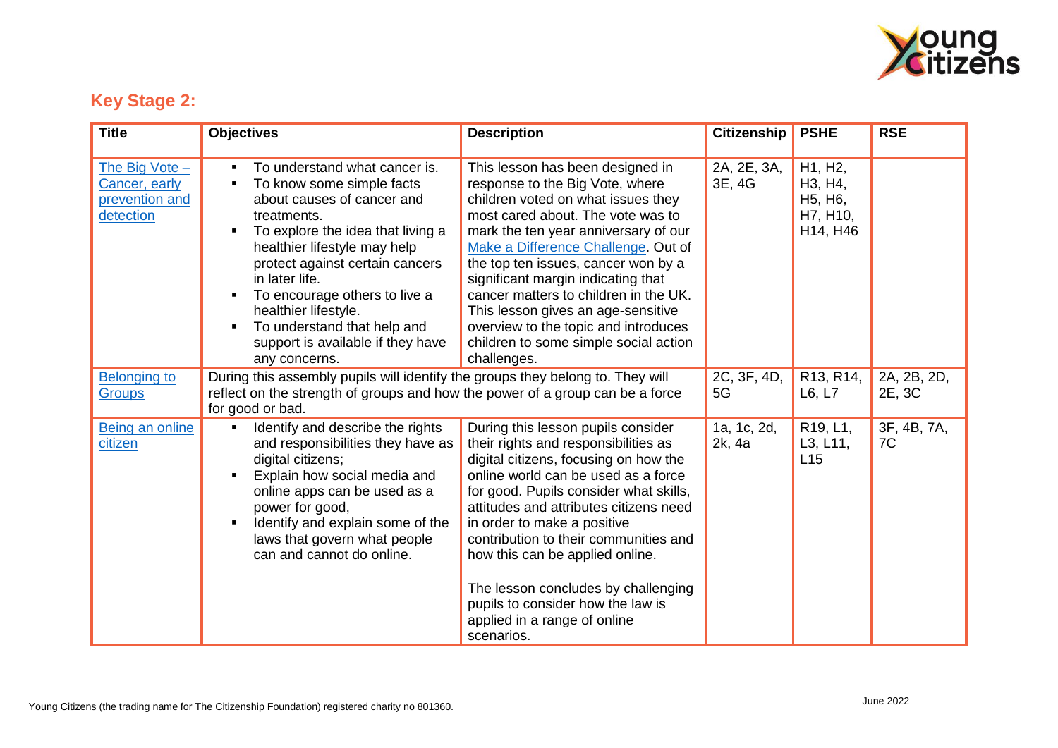## Key Stage 2:

| Title | Objectives | Description | Citizenship | PSHE | RSE |
|---|---|---|---|---|---|
| The Big Vote – Cancer, early prevention and detection | ▪ To understand what cancer is.<br>▪ To know some simple facts about causes of cancer and treatments.<br>▪ To explore the idea that living a healthier lifestyle may help protect against certain cancers in later life.<br>▪ To encourage others to live a healthier lifestyle.<br>▪ To understand that help and support is available if they have any concerns. | This lesson has been designed in response to the Big Vote, where children voted on what issues they most cared about. The vote was to mark the ten year anniversary of our Make a Difference Challenge. Out of the top ten issues, cancer won by a significant margin indicating that cancer matters to children in the UK. This lesson gives an age-sensitive overview to the topic and introduces children to some simple social action challenges. | 2A, 2E, 3A, 3E, 4G | H1, H2, H3, H4, H5, H6, H7, H10, H14, H46 | |
| Belonging to Groups | During this assembly pupils will identify the groups they belong to. They will reflect on the strength of groups and how the power of a group can be a force for good or bad. | | 2C, 3F, 4D, 5G | R13, R14, L6, L7 | 2A, 2B, 2D, 2E, 3C |
| Being an online citizen | ▪ Identify and describe the rights and responsibilities they have as digital citizens;<br>▪ Explain how social media and online apps can be used as a power for good,<br>▪ Identify and explain some of the laws that govern what people can and cannot do online. | During this lesson pupils consider their rights and responsibilities as digital citizens, focusing on how the online world can be used as a force for good. Pupils consider what skills, attitudes and attributes citizens need in order to make a positive contribution to their communities and how this can be applied online.<br><br>The lesson concludes by challenging pupils to consider how the law is applied in a range of online scenarios. | 1a, 1c, 2d, 2k, 4a | R19, L1, L3, L11, L15 | 3F, 4B, 7A, 7C |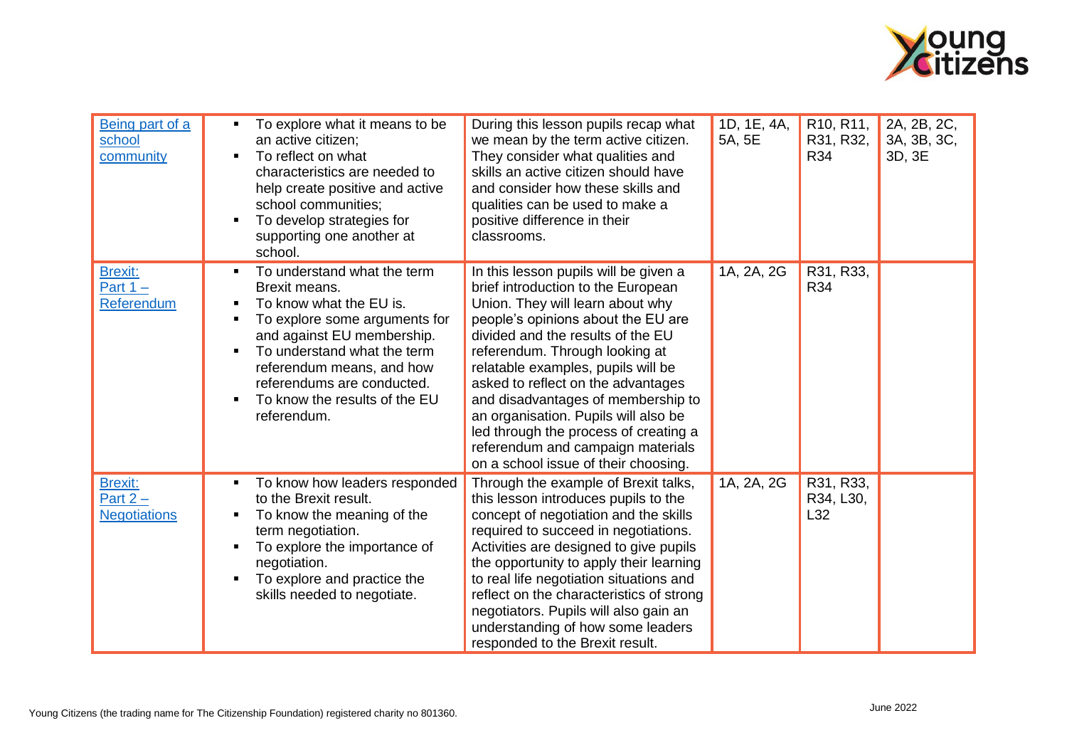| | | | | | |
|---|---|---|---|---|---|
| Being part of a school community | ▪ To explore what it means to be an active citizen;<br>▪ To reflect on what characteristics are needed to help create positive and active school communities;<br>▪ To develop strategies for supporting one another at school. | During this lesson pupils recap what we mean by the term active citizen. They consider what qualities and skills an active citizen should have and consider how these skills and qualities can be used to make a positive difference in their classrooms. | 1D, 1E, 4A, 5A, 5E | R10, R11, R31, R32, R34 | 2A, 2B, 2C, 3A, 3B, 3C, 3D, 3E |
| Brexit: Part 1 – Referendum | ▪ To understand what the term Brexit means.<br>▪ To know what the EU is.<br>▪ To explore some arguments for and against EU membership.<br>▪ To understand what the term referendum means, and how referendums are conducted.<br>▪ To know the results of the EU referendum. | In this lesson pupils will be given a brief introduction to the European Union. They will learn about why people's opinions about the EU are divided and the results of the EU referendum. Through looking at relatable examples, pupils will be asked to reflect on the advantages and disadvantages of membership to an organisation. Pupils will also be led through the process of creating a referendum and campaign materials on a school issue of their choosing. | 1A, 2A, 2G | R31, R33, R34 | |
| Brexit: Part 2 – Negotiations | ▪ To know how leaders responded to the Brexit result.<br>▪ To know the meaning of the term negotiation.<br>▪ To explore the importance of negotiation.<br>▪ To explore and practice the skills needed to negotiate. | Through the example of Brexit talks, this lesson introduces pupils to the concept of negotiation and the skills required to succeed in negotiations. Activities are designed to give pupils the opportunity to apply their learning to real life negotiation situations and reflect on the characteristics of strong negotiators. Pupils will also gain an understanding of how some leaders responded to the Brexit result. | 1A, 2A, 2G | R31, R33, R34, L30, L32 | |

Young Citizens (the trading name for The Citizenship Foundation) registered charity no 801360.

June 2022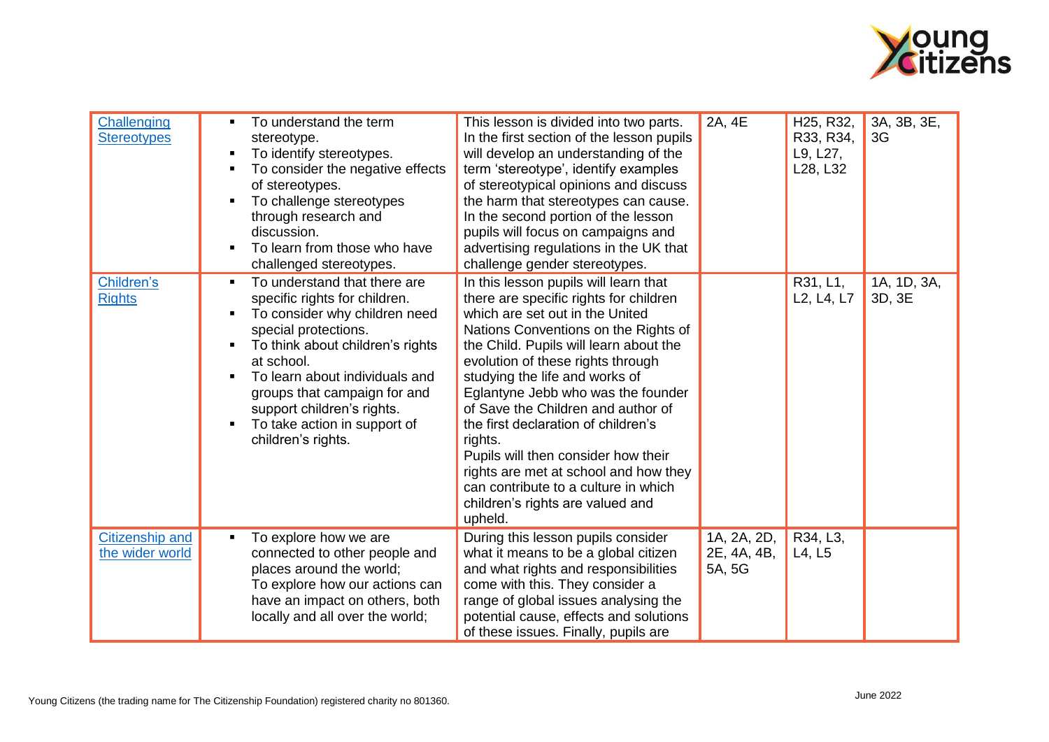| | | | | | |
|---|---|---|---|---|---|
| Challenging Stereotypes | ▪ To understand the term stereotype.<br>▪ To identify stereotypes.<br>▪ To consider the negative effects of stereotypes.<br>▪ To challenge stereotypes through research and discussion.<br>▪ To learn from those who have challenged stereotypes. | This lesson is divided into two parts. In the first section of the lesson pupils will develop an understanding of the term 'stereotype', identify examples of stereotypical opinions and discuss the harm that stereotypes can cause. In the second portion of the lesson pupils will focus on campaigns and advertising regulations in the UK that challenge gender stereotypes. | 2A, 4E | H25, R32, R33, R34, L9, L27, L28, L32 | 3A, 3B, 3E, 3G |
| Children's Rights | ▪ To understand that there are specific rights for children.<br>▪ To consider why children need special protections.<br>▪ To think about children's rights at school.<br>▪ To learn about individuals and groups that campaign for and support children's rights.<br>▪ To take action in support of children's rights. | In this lesson pupils will learn that there are specific rights for children which are set out in the United Nations Conventions on the Rights of the Child. Pupils will learn about the evolution of these rights through studying the life and works of Eglantyne Jebb who was the founder of Save the Children and author of the first declaration of children's rights.<br>Pupils will then consider how their rights are met at school and how they can contribute to a culture in which children's rights are valued and upheld. | | R31, L1, L2, L4, L7 | 1A, 1D, 3A, 3D, 3E |
| Citizenship and the wider world | ▪ To explore how we are connected to other people and places around the world;<br>To explore how our actions can have an impact on others, both locally and all over the world; | During this lesson pupils consider what it means to be a global citizen and what rights and responsibilities come with this. They consider a range of global issues analysing the potential cause, effects and solutions of these issues. Finally, pupils are | 1A, 2A, 2D, 2E, 4A, 4B, 5A, 5G | R34, L3, L4, L5 | |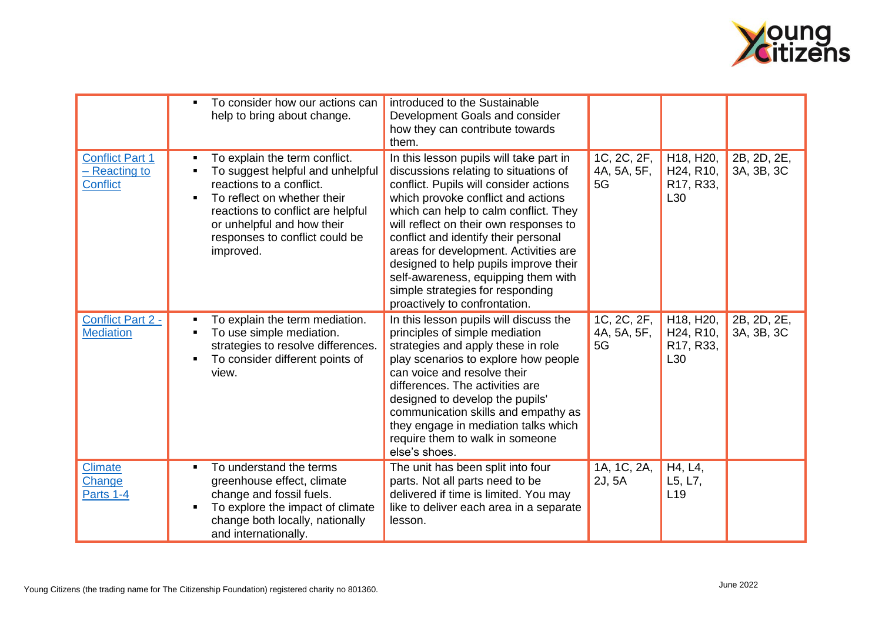| | | | | | |
|---|---|---|---|---|---|
| | ▪ To consider how our actions can help to bring about change. | introduced to the Sustainable Development Goals and consider how they can contribute towards them. | | | |
| Conflict Part 1 – Reacting to Conflict | ▪ To explain the term conflict.<br>▪ To suggest helpful and unhelpful reactions to a conflict.<br>▪ To reflect on whether their reactions to conflict are helpful or unhelpful and how their responses to conflict could be improved. | In this lesson pupils will take part in discussions relating to situations of conflict. Pupils will consider actions which provoke conflict and actions which can help to calm conflict. They will reflect on their own responses to conflict and identify their personal areas for development. Activities are designed to help pupils improve their self-awareness, equipping them with simple strategies for responding proactively to confrontation. | 1C, 2C, 2F, 4A, 5A, 5F, 5G | H18, H20, H24, R10, R17, R33, L30 | 2B, 2D, 2E, 3A, 3B, 3C |
| Conflict Part 2 - Mediation | ▪ To explain the term mediation.<br>▪ To use simple mediation. strategies to resolve differences.<br>▪ To consider different points of view. | In this lesson pupils will discuss the principles of simple mediation strategies and apply these in role play scenarios to explore how people can voice and resolve their differences. The activities are designed to develop the pupils' communication skills and empathy as they engage in mediation talks which require them to walk in someone else's shoes. | 1C, 2C, 2F, 4A, 5A, 5F, 5G | H18, H20, H24, R10, R17, R33, L30 | 2B, 2D, 2E, 3A, 3B, 3C |
| Climate Change Parts 1-4 | ▪ To understand the terms greenhouse effect, climate change and fossil fuels.<br>▪ To explore the impact of climate change both locally, nationally and internationally. | The unit has been split into four parts. Not all parts need to be delivered if time is limited. You may like to deliver each area in a separate lesson. | 1A, 1C, 2A, 2J, 5A | H4, L4, L5, L7, L19 | |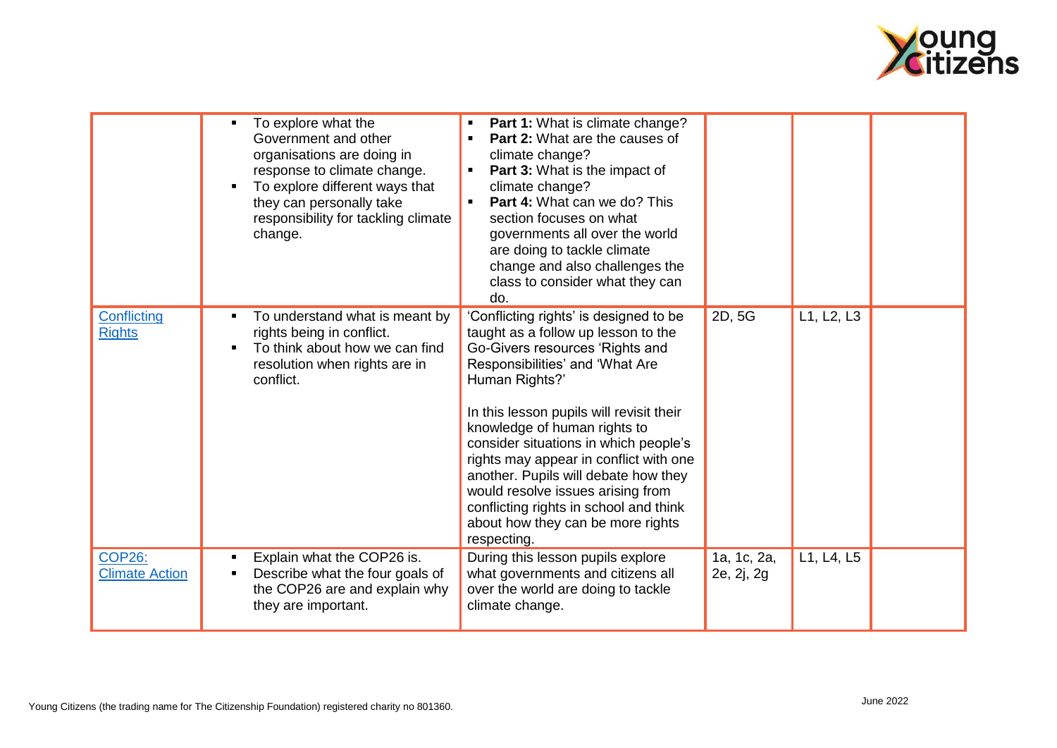| | | | | | |
|---|---|---|---|---|---|
| | ▪ To explore what the Government and other organisations are doing in response to climate change.<br>▪ To explore different ways that they can personally take responsibility for tackling climate change. | ▪ **Part 1:** What is climate change?<br>▪ **Part 2:** What are the causes of climate change?<br>▪ **Part 3:** What is the impact of climate change?<br>▪ **Part 4:** What can we do? This section focuses on what governments all over the world are doing to tackle climate change and also challenges the class to consider what they can do. | | | |
| Conflicting Rights | ▪ To understand what is meant by rights being in conflict.<br>▪ To think about how we can find resolution when rights are in conflict. | 'Conflicting rights' is designed to be taught as a follow up lesson to the Go-Givers resources 'Rights and Responsibilities' and 'What Are Human Rights?'<br><br>In this lesson pupils will revisit their knowledge of human rights to consider situations in which people's rights may appear in conflict with one another. Pupils will debate how they would resolve issues arising from conflicting rights in school and think about how they can be more rights respecting. | 2D, 5G | L1, L2, L3 | |
| COP26: Climate Action | ▪ Explain what the COP26 is.<br>▪ Describe what the four goals of the COP26 are and explain why they are important. | During this lesson pupils explore what governments and citizens all over the world are doing to tackle climate change. | 1a, 1c, 2a, 2e, 2j, 2g | L1, L4, L5 | |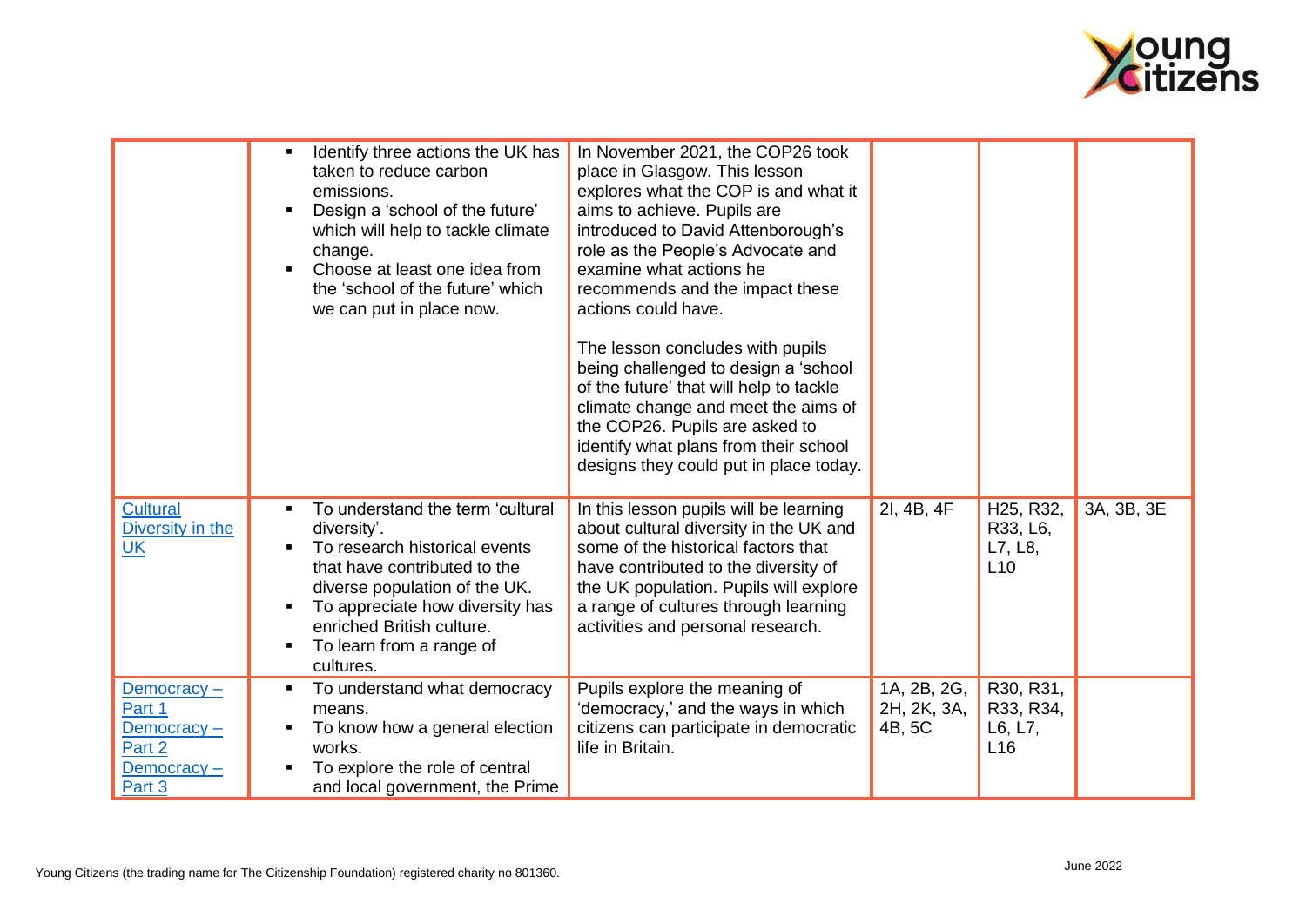| | | | | | |
|---|---|---|---|---|---|
| | ▪ Identify three actions the UK has taken to reduce carbon emissions.<br>▪ Design a 'school of the future' which will help to tackle climate change.<br>▪ Choose at least one idea from the 'school of the future' which we can put in place now. | In November 2021, the COP26 took place in Glasgow. This lesson explores what the COP is and what it aims to achieve. Pupils are introduced to David Attenborough's role as the People's Advocate and examine what actions he recommends and the impact these actions could have.<br><br>The lesson concludes with pupils being challenged to design a 'school of the future' that will help to tackle climate change and meet the aims of the COP26. Pupils are asked to identify what plans from their school designs they could put in place today. | | | |
| [Cultural Diversity in the UK]() | ▪ To understand the term 'cultural diversity'.<br>▪ To research historical events that have contributed to the diverse population of the UK.<br>▪ To appreciate how diversity has enriched British culture.<br>▪ To learn from a range of cultures. | In this lesson pupils will be learning about cultural diversity in the UK and some of the historical factors that have contributed to the diversity of the UK population. Pupils will explore a range of cultures through learning activities and personal research. | 2I, 4B, 4F | H25, R32, R33, L6, L7, L8, L10 | 3A, 3B, 3E |
| [Democracy – Part 1]()<br>[Democracy – Part 2]()<br>[Democracy – Part 3]() | ▪ To understand what democracy means.<br>▪ To know how a general election works.<br>▪ To explore the role of central and local government, the Prime | Pupils explore the meaning of 'democracy,' and the ways in which citizens can participate in democratic life in Britain. | 1A, 2B, 2G, 2H, 2K, 3A, 4B, 5C | R30, R31, R33, R34, L6, L7, L16 | |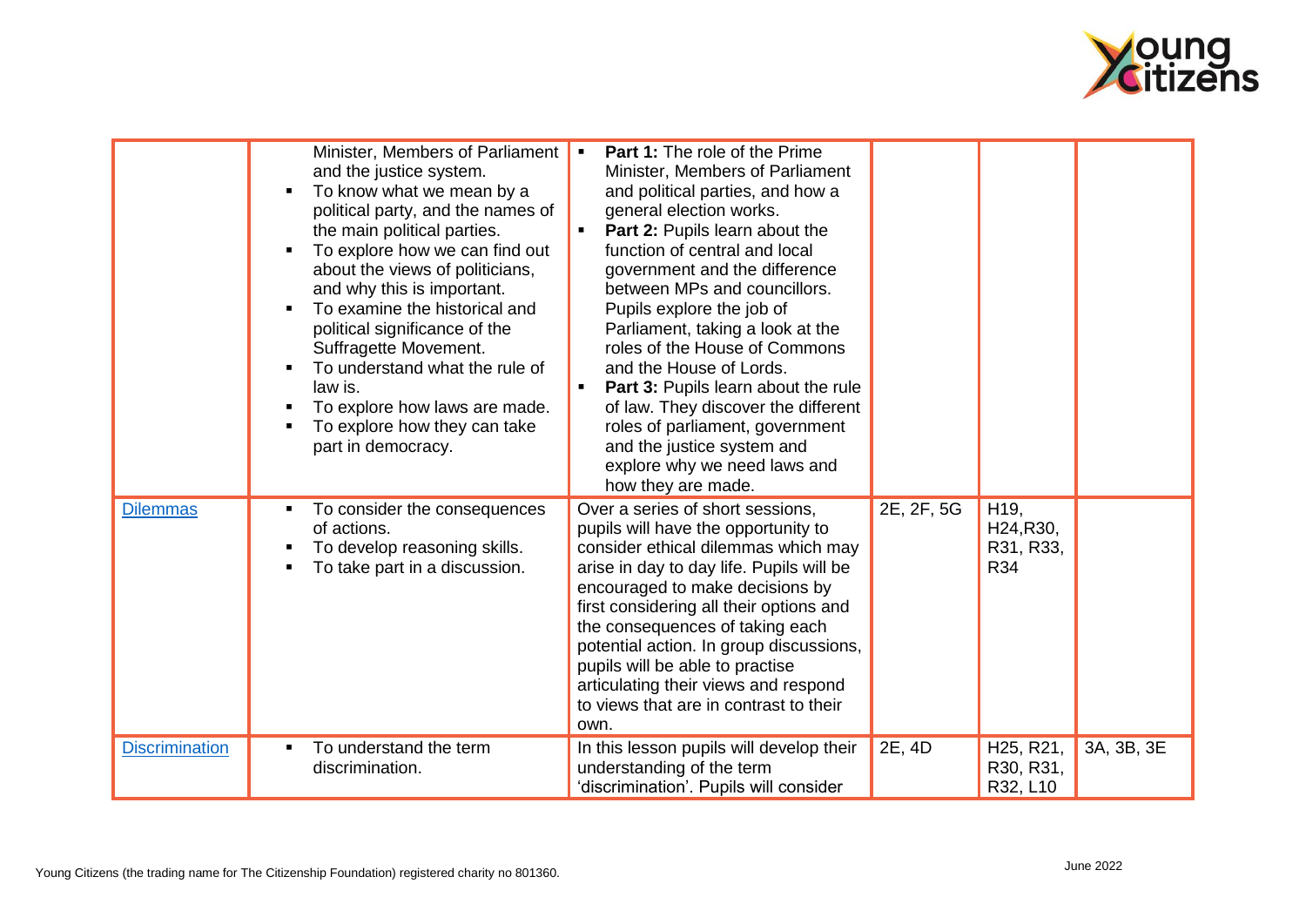| | | | | | |
|---|---|---|---|---|---|
| | Minister, Members of Parliament and the justice system.<br>▪ To know what we mean by a political party, and the names of the main political parties.<br>▪ To explore how we can find out about the views of politicians, and why this is important.<br>▪ To examine the historical and political significance of the Suffragette Movement.<br>▪ To understand what the rule of law is.<br>▪ To explore how laws are made.<br>▪ To explore how they can take part in democracy. | ▪ **Part 1:** The role of the Prime Minister, Members of Parliament and political parties, and how a general election works.<br>▪ **Part 2:** Pupils learn about the function of central and local government and the difference between MPs and councillors. Pupils explore the job of Parliament, taking a look at the roles of the House of Commons and the House of Lords.<br>▪ **Part 3:** Pupils learn about the rule of law. They discover the different roles of parliament, government and the justice system and explore why we need laws and how they are made. | | | |
| Dilemmas | ▪ To consider the consequences of actions.<br>▪ To develop reasoning skills.<br>▪ To take part in a discussion. | Over a series of short sessions, pupils will have the opportunity to consider ethical dilemmas which may arise in day to day life. Pupils will be encouraged to make decisions by first considering all their options and the consequences of taking each potential action. In group discussions, pupils will be able to practise articulating their views and respond to views that are in contrast to their own. | 2E, 2F, 5G | H19, H24,R30, R31, R33, R34 | |
| Discrimination | ▪ To understand the term discrimination. | In this lesson pupils will develop their understanding of the term 'discrimination'. Pupils will consider | 2E, 4D | H25, R21, R30, R31, R32, L10 | 3A, 3B, 3E |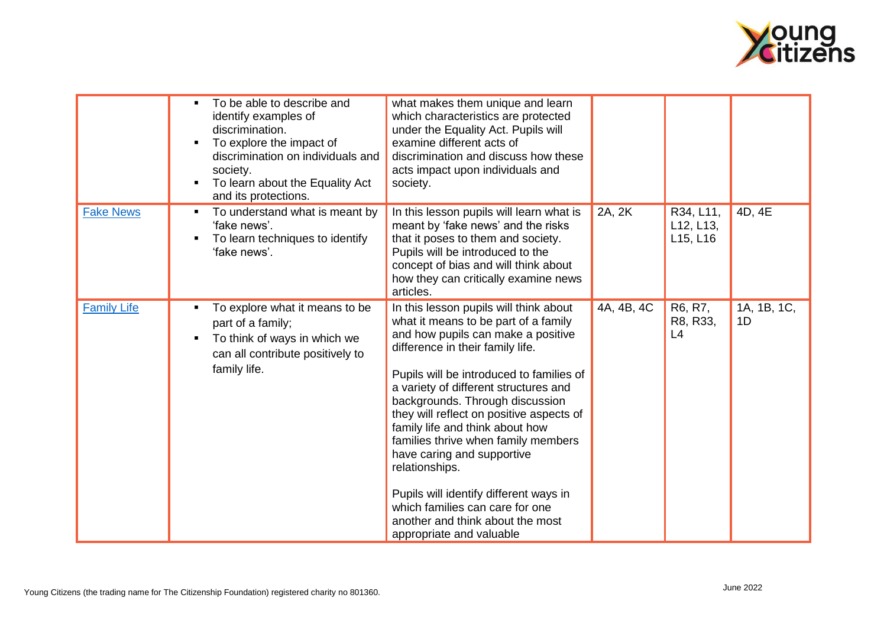| | | | | | |
|---|---|---|---|---|---|
| | ▪ To be able to describe and identify examples of discrimination.<br>▪ To explore the impact of discrimination on individuals and society.<br>▪ To learn about the Equality Act and its protections. | what makes them unique and learn which characteristics are protected under the Equality Act. Pupils will examine different acts of discrimination and discuss how these acts impact upon individuals and society. | | | |
| Fake News | ▪ To understand what is meant by 'fake news'.<br>▪ To learn techniques to identify 'fake news'. | In this lesson pupils will learn what is meant by 'fake news' and the risks that it poses to them and society. Pupils will be introduced to the concept of bias and will think about how they can critically examine news articles. | 2A, 2K | R34, L11, L12, L13, L15, L16 | 4D, 4E |
| Family Life | ▪ To explore what it means to be part of a family;<br>▪ To think of ways in which we can all contribute positively to family life. | In this lesson pupils will think about what it means to be part of a family and how pupils can make a positive difference in their family life.<br><br>Pupils will be introduced to families of a variety of different structures and backgrounds. Through discussion they will reflect on positive aspects of family life and think about how families thrive when family members have caring and supportive relationships.<br><br>Pupils will identify different ways in which families can care for one another and think about the most appropriate and valuable | 4A, 4B, 4C | R6, R7, R8, R33, L4 | 1A, 1B, 1C, 1D |

Young Citizens (the trading name for The Citizenship Foundation) registered charity no 801360.

June 2022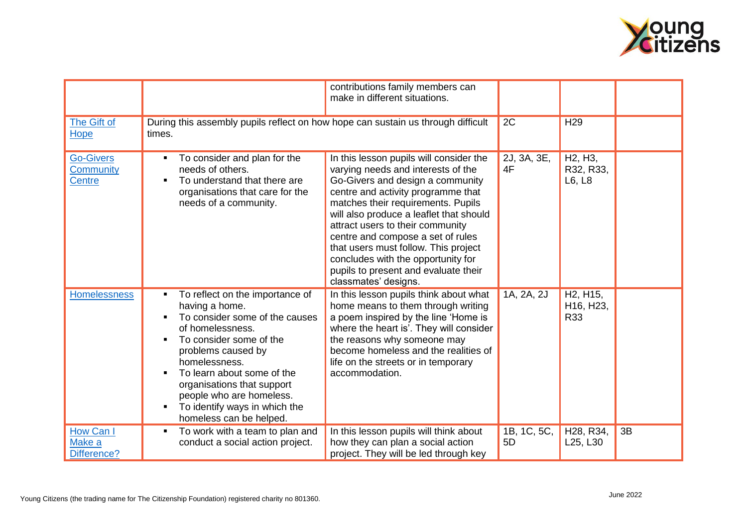| | | | | | |
|---|---|---|---|---|---|
| | | contributions family members can make in different situations. | | | |
| The Gift of Hope | During this assembly pupils reflect on how hope can sustain us through difficult times. | | 2C | H29 | |
| Go-Givers Community Centre | ▪ To consider and plan for the needs of others.<br>▪ To understand that there are organisations that care for the needs of a community. | In this lesson pupils will consider the varying needs and interests of the Go-Givers and design a community centre and activity programme that matches their requirements. Pupils will also produce a leaflet that should attract users to their community centre and compose a set of rules that users must follow. This project concludes with the opportunity for pupils to present and evaluate their classmates' designs. | 2J, 3A, 3E, 4F | H2, H3, R32, R33, L6, L8 | |
| Homelessness | ▪ To reflect on the importance of having a home.<br>▪ To consider some of the causes of homelessness.<br>▪ To consider some of the problems caused by homelessness.<br>▪ To learn about some of the organisations that support people who are homeless.<br>▪ To identify ways in which the homeless can be helped. | In this lesson pupils think about what home means to them through writing a poem inspired by the line 'Home is where the heart is'. They will consider the reasons why someone may become homeless and the realities of life on the streets or in temporary accommodation. | 1A, 2A, 2J | H2, H15, H16, H23, R33 | |
| How Can I Make a Difference? | ▪ To work with a team to plan and conduct a social action project. | In this lesson pupils will think about how they can plan a social action project. They will be led through key | 1B, 1C, 5C, 5D | H28, R34, L25, L30 | 3B |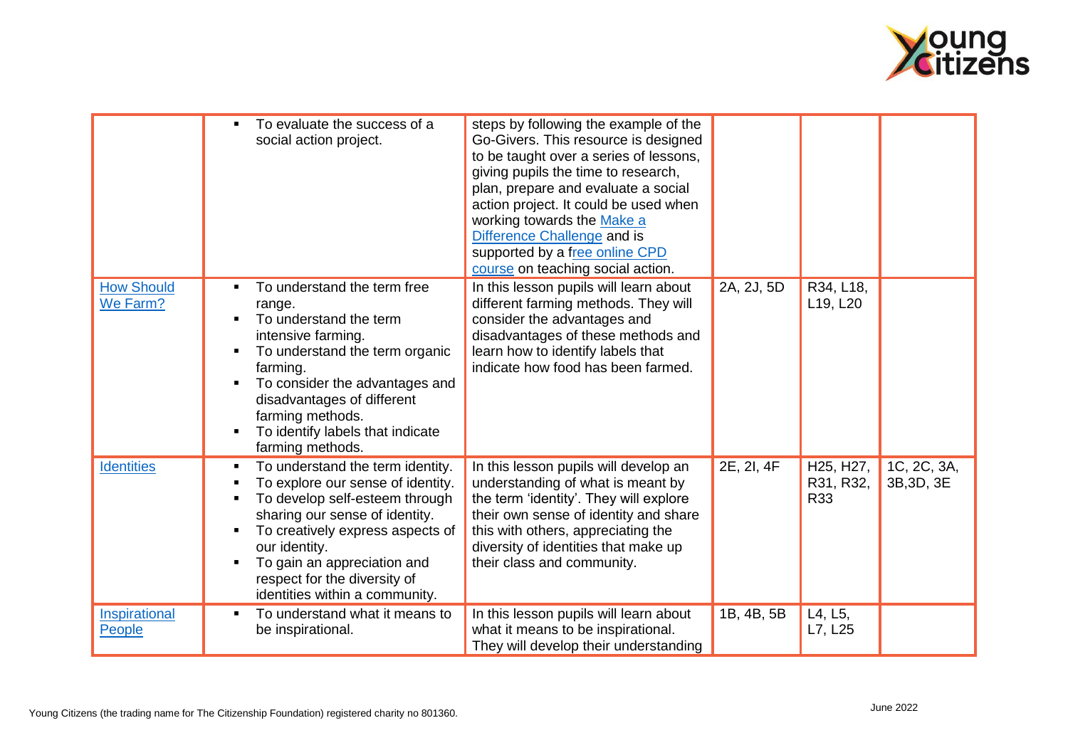| | | | | | |
|---|---|---|---|---|---|
| | ▪ To evaluate the success of a social action project. | steps by following the example of the Go-Givers. This resource is designed to be taught over a series of lessons, giving pupils the time to research, plan, prepare and evaluate a social action project. It could be used when working towards the Make a Difference Challenge and is supported by a free online CPD course on teaching social action. | | | |
| How Should We Farm? | ▪ To understand the term free range.<br>▪ To understand the term intensive farming.<br>▪ To understand the term organic farming.<br>▪ To consider the advantages and disadvantages of different farming methods.<br>▪ To identify labels that indicate farming methods. | In this lesson pupils will learn about different farming methods. They will consider the advantages and disadvantages of these methods and learn how to identify labels that indicate how food has been farmed. | 2A, 2J, 5D | R34, L18, L19, L20 | |
| Identities | ▪ To understand the term identity.<br>▪ To explore our sense of identity.<br>▪ To develop self-esteem through sharing our sense of identity.<br>▪ To creatively express aspects of our identity.<br>▪ To gain an appreciation and respect for the diversity of identities within a community. | In this lesson pupils will develop an understanding of what is meant by the term 'identity'. They will explore their own sense of identity and share this with others, appreciating the diversity of identities that make up their class and community. | 2E, 2I, 4F | H25, H27, R31, R32, R33 | 1C, 2C, 3A, 3B,3D, 3E |
| Inspirational People | ▪ To understand what it means to be inspirational. | In this lesson pupils will learn about what it means to be inspirational. They will develop their understanding | 1B, 4B, 5B | L4, L5, L7, L25 | |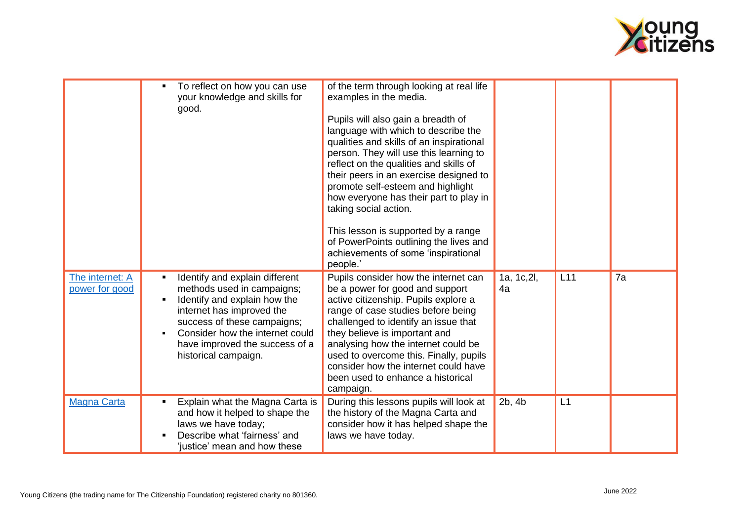| | | | | | |
|---|---|---|---|---|---|
| | ▪ To reflect on how you can use your knowledge and skills for good. | of the term through looking at real life examples in the media.<br><br>Pupils will also gain a breadth of language with which to describe the qualities and skills of an inspirational person. They will use this learning to reflect on the qualities and skills of their peers in an exercise designed to promote self-esteem and highlight how everyone has their part to play in taking social action.<br><br>This lesson is supported by a range of PowerPoints outlining the lives and achievements of some 'inspirational people.' | | | |
| [The internet: A power for good]() | ▪ Identify and explain different methods used in campaigns;<br>▪ Identify and explain how the internet has improved the success of these campaigns;<br>▪ Consider how the internet could have improved the success of a historical campaign. | Pupils consider how the internet can be a power for good and support active citizenship. Pupils explore a range of case studies before being challenged to identify an issue that they believe is important and analysing how the internet could be used to overcome this. Finally, pupils consider how the internet could have been used to enhance a historical campaign. | 1a, 1c,2l, 4a | L11 | 7a |
| [Magna Carta]() | ▪ Explain what the Magna Carta is and how it helped to shape the laws we have today;<br>▪ Describe what 'fairness' and 'justice' mean and how these | During this lessons pupils will look at the history of the Magna Carta and consider how it has helped shape the laws we have today. | 2b, 4b | L1 | |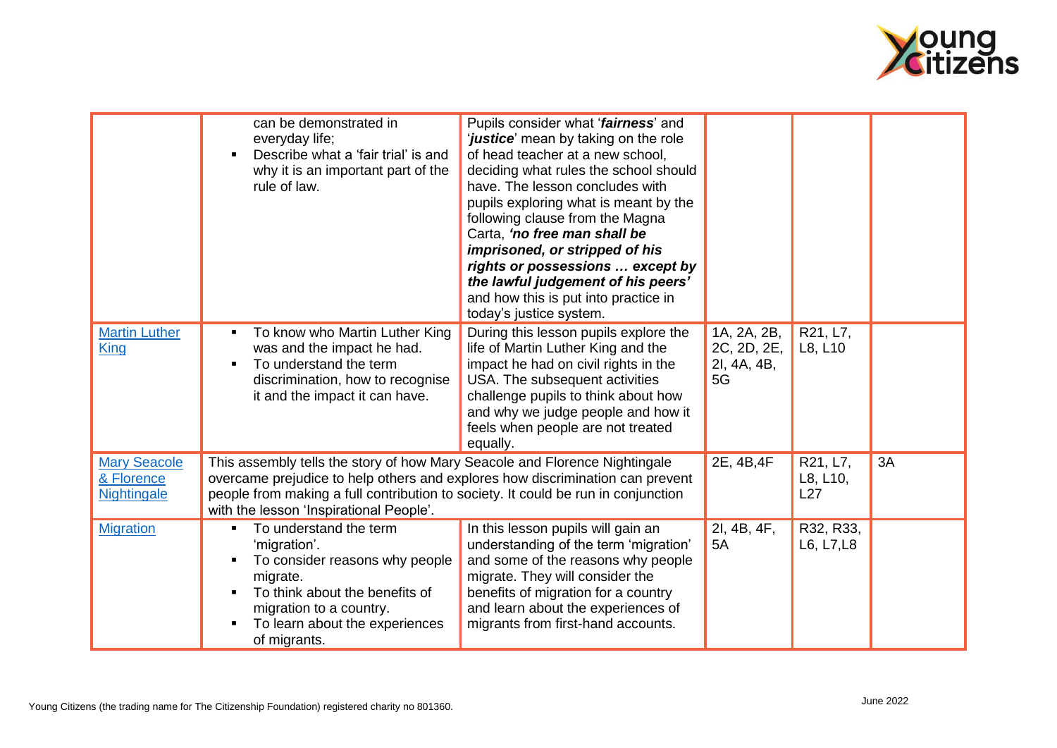| | | | | | |
|---|---|---|---|---|---|
| | can be demonstrated in everyday life;<br>▪ Describe what a 'fair trial' is and why it is an important part of the rule of law. | Pupils consider what '***fairness***' and '***justice***' mean by taking on the role of head teacher at a new school, deciding what rules the school should have. The lesson concludes with pupils exploring what is meant by the following clause from the Magna Carta, ***'no free man shall be imprisoned, or stripped of his rights or possessions … except by the lawful judgement of his peers'*** and how this is put into practice in today's justice system. | | | |
| [Martin Luther King]() | ▪ To know who Martin Luther King was and the impact he had.<br>▪ To understand the term discrimination, how to recognise it and the impact it can have. | During this lesson pupils explore the life of Martin Luther King and the impact he had on civil rights in the USA. The subsequent activities challenge pupils to think about how and why we judge people and how it feels when people are not treated equally. | 1A, 2A, 2B, 2C, 2D, 2E, 2I, 4A, 4B, 5G | R21, L7, L8, L10 | |
| [Mary Seacole & Florence Nightingale]() | This assembly tells the story of how Mary Seacole and Florence Nightingale overcame prejudice to help others and explores how discrimination can prevent people from making a full contribution to society. It could be run in conjunction with the lesson 'Inspirational People'. | | 2E, 4B,4F | R21, L7, L8, L10, L27 | 3A |
| [Migration]() | ▪ To understand the term 'migration'.<br>▪ To consider reasons why people migrate.<br>▪ To think about the benefits of migration to a country.<br>▪ To learn about the experiences of migrants. | In this lesson pupils will gain an understanding of the term 'migration' and some of the reasons why people migrate. They will consider the benefits of migration for a country and learn about the experiences of migrants from first-hand accounts. | 2I, 4B, 4F, 5A | R32, R33, L6, L7,L8 | |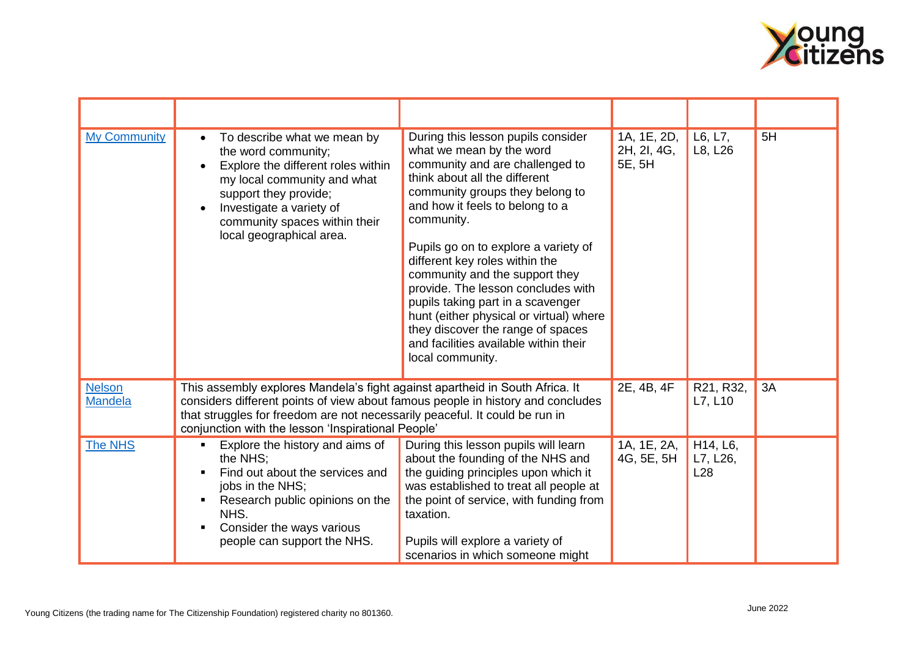| | | | | | |
|---|---|---|---|---|---|
| My Community | • To describe what we mean by the word community;<br>• Explore the different roles within my local community and what support they provide;<br>• Investigate a variety of community spaces within their local geographical area. | During this lesson pupils consider what we mean by the word community and are challenged to think about all the different community groups they belong to and how it feels to belong to a community.<br><br>Pupils go on to explore a variety of different key roles within the community and the support they provide. The lesson concludes with pupils taking part in a scavenger hunt (either physical or virtual) where they discover the range of spaces and facilities available within their local community. | 1A, 1E, 2D, 2H, 2I, 4G, 5E, 5H | L6, L7, L8, L26 | 5H |
| Nelson Mandela | This assembly explores Mandela's fight against apartheid in South Africa. It considers different points of view about famous people in history and concludes that struggles for freedom are not necessarily peaceful. It could be run in conjunction with the lesson 'Inspirational People' | | 2E, 4B, 4F | R21, R32, L7, L10 | 3A |
| The NHS | ▪ Explore the history and aims of the NHS;<br>▪ Find out about the services and jobs in the NHS;<br>▪ Research public opinions on the NHS.<br>▪ Consider the ways various people can support the NHS. | During this lesson pupils will learn about the founding of the NHS and the guiding principles upon which it was established to treat all people at the point of service, with funding from taxation.<br><br>Pupils will explore a variety of scenarios in which someone might | 1A, 1E, 2A, 4G, 5E, 5H | H14, L6, L7, L26, L28 | |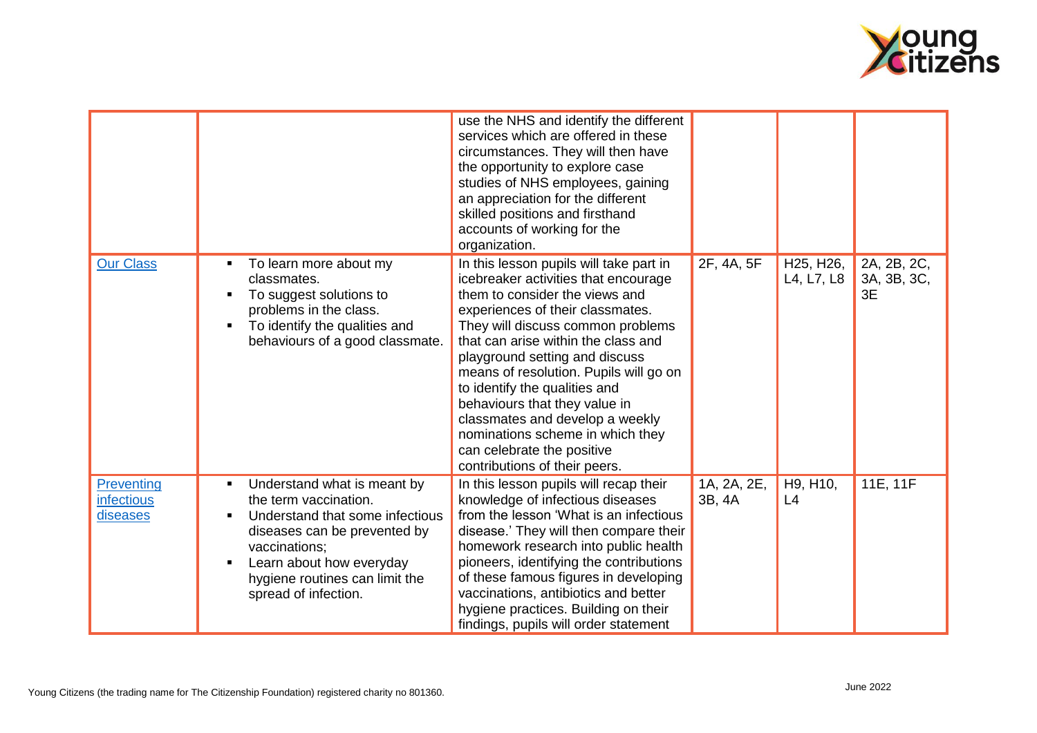| | | | | | |
|---|---|---|---|---|---|
| | | use the NHS and identify the different services which are offered in these circumstances. They will then have the opportunity to explore case studies of NHS employees, gaining an appreciation for the different skilled positions and firsthand accounts of working for the organization. | | | |
| [Our Class]() | ▪ To learn more about my classmates.<br>▪ To suggest solutions to problems in the class.<br>▪ To identify the qualities and behaviours of a good classmate. | In this lesson pupils will take part in icebreaker activities that encourage them to consider the views and experiences of their classmates. They will discuss common problems that can arise within the class and playground setting and discuss means of resolution. Pupils will go on to identify the qualities and behaviours that they value in classmates and develop a weekly nominations scheme in which they can celebrate the positive contributions of their peers. | 2F, 4A, 5F | H25, H26, L4, L7, L8 | 2A, 2B, 2C, 3A, 3B, 3C, 3E |
| [Preventing infectious diseases]() | ▪ Understand what is meant by the term vaccination.<br>▪ Understand that some infectious diseases can be prevented by vaccinations;<br>▪ Learn about how everyday hygiene routines can limit the spread of infection. | In this lesson pupils will recap their knowledge of infectious diseases from the lesson 'What is an infectious disease.' They will then compare their homework research into public health pioneers, identifying the contributions of these famous figures in developing vaccinations, antibiotics and better hygiene practices. Building on their findings, pupils will order statement | 1A, 2A, 2E, 3B, 4A | H9, H10, L4 | 11E, 11F |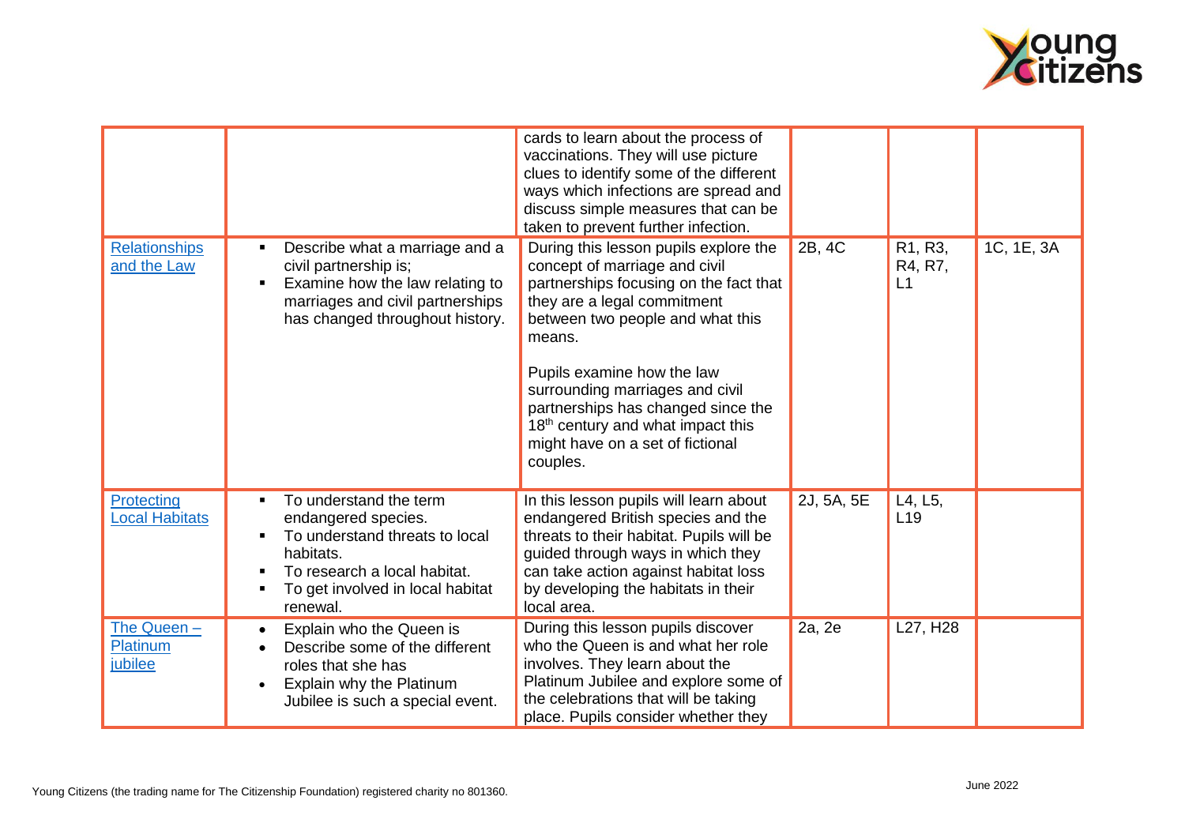| | | cards to learn about the process of vaccinations. They will use picture clues to identify some of the different ways which infections are spread and discuss simple measures that can be taken to prevent further infection. | | | |
|---|---|---|---|---|---|
| Relationships and the Law | ▪ Describe what a marriage and a civil partnership is; ▪ Examine how the law relating to marriages and civil partnerships has changed throughout history. | During this lesson pupils explore the concept of marriage and civil partnerships focusing on the fact that they are a legal commitment between two people and what this means. Pupils examine how the law surrounding marriages and civil partnerships has changed since the 18th century and what impact this might have on a set of fictional couples. | 2B, 4C | R1, R3, R4, R7, L1 | 1C, 1E, 3A |
| Protecting Local Habitats | ▪ To understand the term endangered species. ▪ To understand threats to local habitats. ▪ To research a local habitat. ▪ To get involved in local habitat renewal. | In this lesson pupils will learn about endangered British species and the threats to their habitat. Pupils will be guided through ways in which they can take action against habitat loss by developing the habitats in their local area. | 2J, 5A, 5E | L4, L5, L19 | |
| The Queen – Platinum jubilee | • Explain who the Queen is • Describe some of the different roles that she has • Explain why the Platinum Jubilee is such a special event. | During this lesson pupils discover who the Queen is and what her role involves. They learn about the Platinum Jubilee and explore some of the celebrations that will be taking place. Pupils consider whether they | 2a, 2e | L27, H28 | |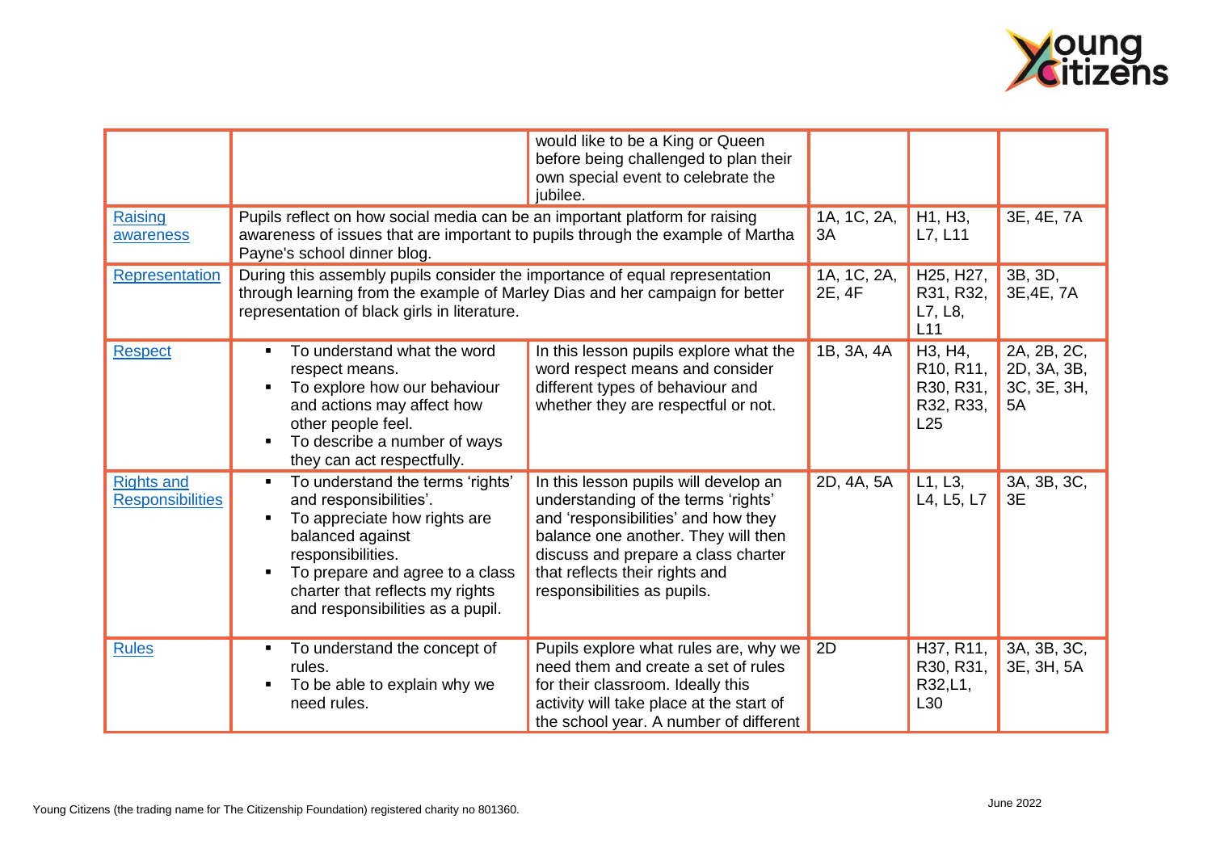| | | | | | |
|---|---|---|---|---|---|
| | | would like to be a King or Queen before being challenged to plan their own special event to celebrate the jubilee. | | | |
| Raising awareness | Pupils reflect on how social media can be an important platform for raising awareness of issues that are important to pupils through the example of Martha Payne's school dinner blog. | | 1A, 1C, 2A, 3A | H1, H3, L7, L11 | 3E, 4E, 7A |
| Representation | During this assembly pupils consider the importance of equal representation through learning from the example of Marley Dias and her campaign for better representation of black girls in literature. | | 1A, 1C, 2A, 2E, 4F | H25, H27, R31, R32, L7, L8, L11 | 3B, 3D, 3E,4E, 7A |
| Respect | ▪ To understand what the word respect means.<br>▪ To explore how our behaviour and actions may affect how other people feel.<br>▪ To describe a number of ways they can act respectfully. | In this lesson pupils explore what the word respect means and consider different types of behaviour and whether they are respectful or not. | 1B, 3A, 4A | H3, H4, R10, R11, R30, R31, R32, R33, L25 | 2A, 2B, 2C, 2D, 3A, 3B, 3C, 3E, 3H, 5A |
| Rights and Responsibilities | ▪ To understand the terms 'rights' and responsibilities'.<br>▪ To appreciate how rights are balanced against responsibilities.<br>▪ To prepare and agree to a class charter that reflects my rights and responsibilities as a pupil. | In this lesson pupils will develop an understanding of the terms 'rights' and 'responsibilities' and how they balance one another. They will then discuss and prepare a class charter that reflects their rights and responsibilities as pupils. | 2D, 4A, 5A | L1, L3, L4, L5, L7 | 3A, 3B, 3C, 3E |
| Rules | ▪ To understand the concept of rules.<br>▪ To be able to explain why we need rules. | Pupils explore what rules are, why we need them and create a set of rules for their classroom. Ideally this activity will take place at the start of the school year. A number of different | 2D | H37, R11, R30, R31, R32,L1, L30 | 3A, 3B, 3C, 3E, 3H, 5A |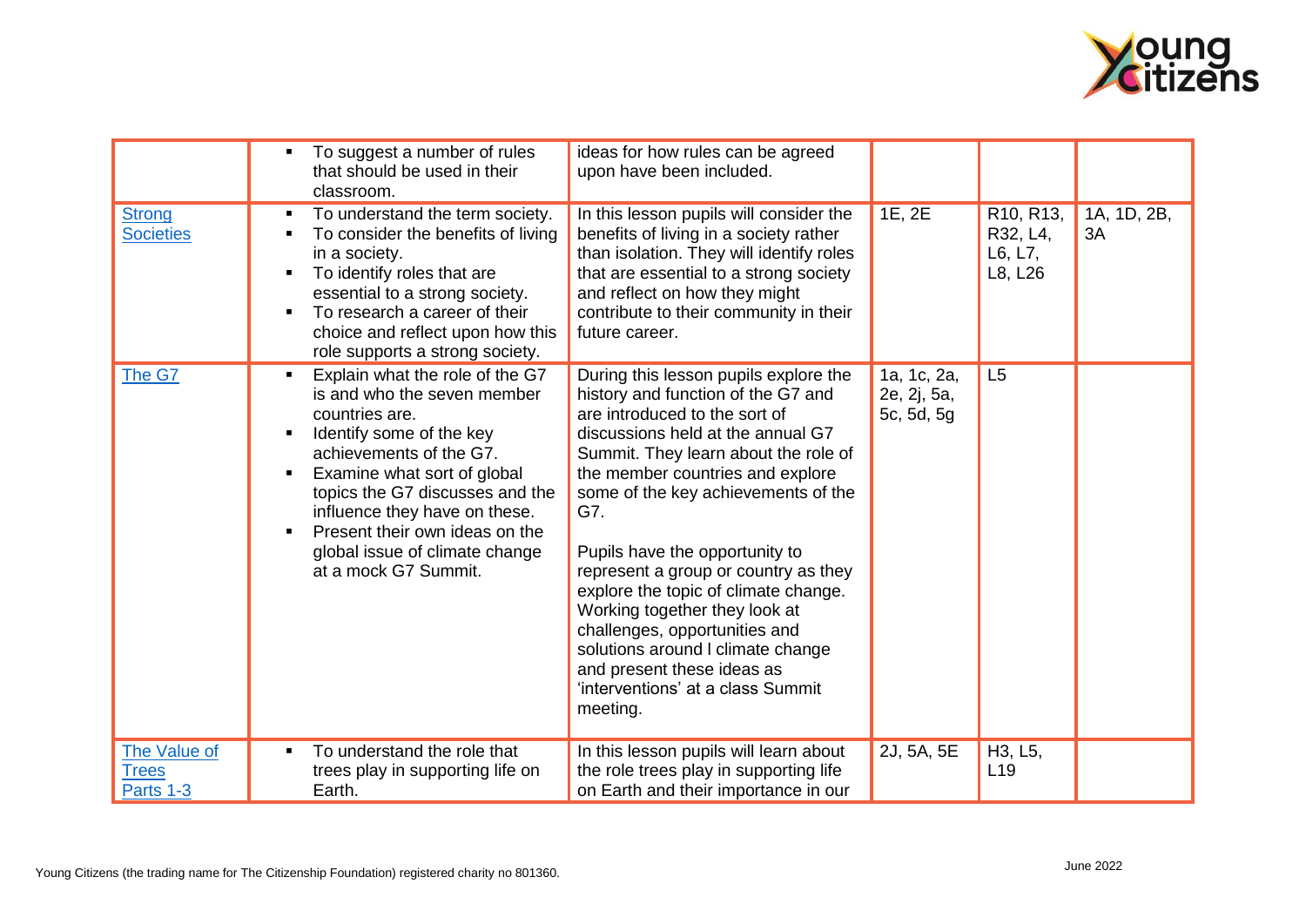| | | | | | |
|---|---|---|---|---|---|
| | ▪ To suggest a number of rules that should be used in their classroom. | ideas for how rules can be agreed upon have been included. | | | |
| Strong Societies | ▪ To understand the term society.<br>▪ To consider the benefits of living in a society.<br>▪ To identify roles that are essential to a strong society.<br>▪ To research a career of their choice and reflect upon how this role supports a strong society. | In this lesson pupils will consider the benefits of living in a society rather than isolation. They will identify roles that are essential to a strong society and reflect on how they might contribute to their community in their future career. | 1E, 2E | R10, R13, R32, L4, L6, L7, L8, L26 | 1A, 1D, 2B, 3A |
| The G7 | ▪ Explain what the role of the G7 is and who the seven member countries are.<br>▪ Identify some of the key achievements of the G7.<br>▪ Examine what sort of global topics the G7 discusses and the influence they have on these.<br>▪ Present their own ideas on the global issue of climate change at a mock G7 Summit. | During this lesson pupils explore the history and function of the G7 and are introduced to the sort of discussions held at the annual G7 Summit. They learn about the role of the member countries and explore some of the key achievements of the G7.<br><br>Pupils have the opportunity to represent a group or country as they explore the topic of climate change. Working together they look at challenges, opportunities and solutions around l climate change and present these ideas as 'interventions' at a class Summit meeting. | 1a, 1c, 2a, 2e, 2j, 5a, 5c, 5d, 5g | L5 | |
| The Value of Trees Parts 1-3 | ▪ To understand the role that trees play in supporting life on Earth. | In this lesson pupils will learn about the role trees play in supporting life on Earth and their importance in our | 2J, 5A, 5E | H3, L5, L19 | |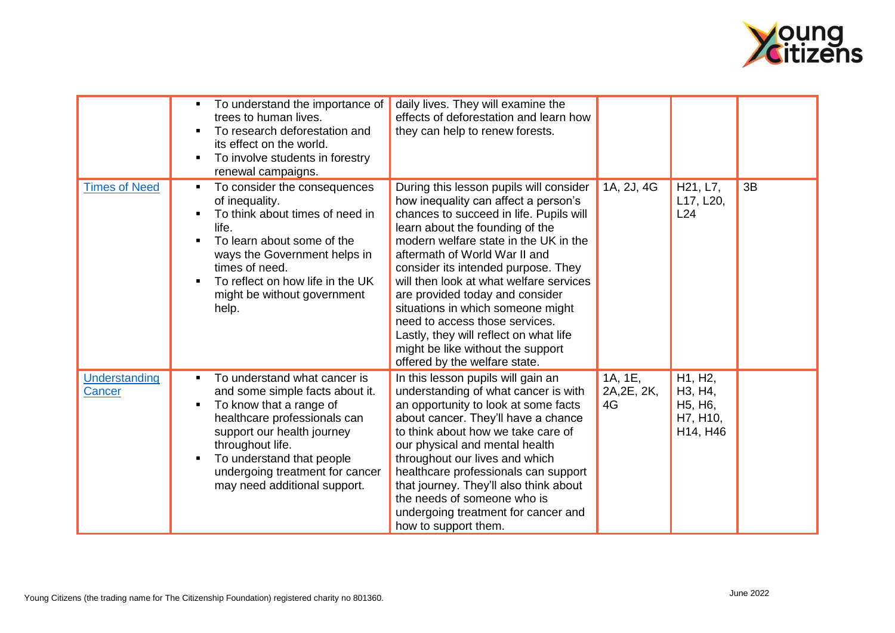| | | | | | |
|---|---|---|---|---|---|
| | ▪ To understand the importance of trees to human lives.<br>▪ To research deforestation and its effect on the world.<br>▪ To involve students in forestry renewal campaigns. | daily lives. They will examine the effects of deforestation and learn how they can help to renew forests. | | | |
| [Times of Need]() | ▪ To consider the consequences of inequality.<br>▪ To think about times of need in life.<br>▪ To learn about some of the ways the Government helps in times of need.<br>▪ To reflect on how life in the UK might be without government help. | During this lesson pupils will consider how inequality can affect a person's chances to succeed in life. Pupils will learn about the founding of the modern welfare state in the UK in the aftermath of World War II and consider its intended purpose. They will then look at what welfare services are provided today and consider situations in which someone might need to access those services. Lastly, they will reflect on what life might be like without the support offered by the welfare state. | 1A, 2J, 4G | H21, L7, L17, L20, L24 | 3B |
| [Understanding Cancer]() | ▪ To understand what cancer is and some simple facts about it.<br>▪ To know that a range of healthcare professionals can support our health journey throughout life.<br>▪ To understand that people undergoing treatment for cancer may need additional support. | In this lesson pupils will gain an understanding of what cancer is with an opportunity to look at some facts about cancer. They'll have a chance to think about how we take care of our physical and mental health throughout our lives and which healthcare professionals can support that journey. They'll also think about the needs of someone who is undergoing treatment for cancer and how to support them. | 1A, 1E, 2A,2E, 2K, 4G | H1, H2, H3, H4, H5, H6, H7, H10, H14, H46 | |

Young Citizens (the trading name for The Citizenship Foundation) registered charity no 801360.

June 2022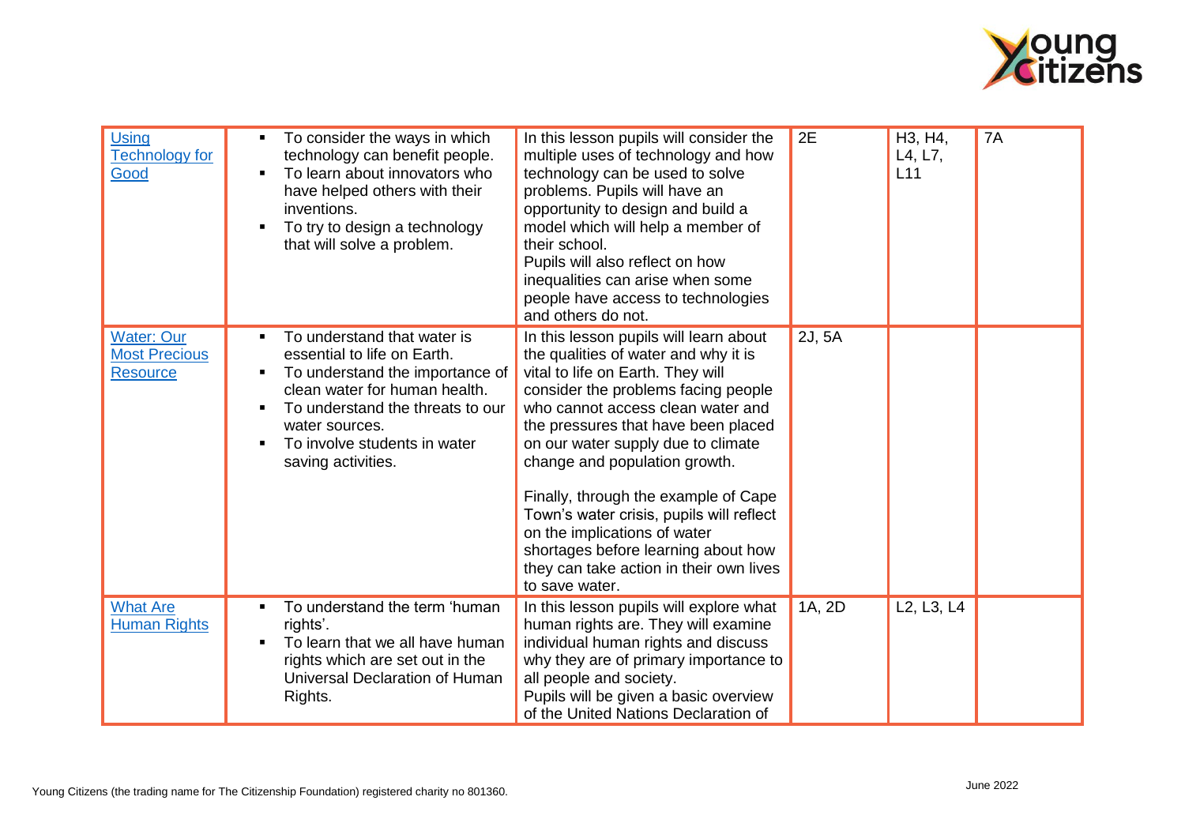| [Using Technology for Good]() | ▪ To consider the ways in which technology can benefit people.<br>▪ To learn about innovators who have helped others with their inventions.<br>▪ To try to design a technology that will solve a problem. | In this lesson pupils will consider the multiple uses of technology and how technology can be used to solve problems. Pupils will have an opportunity to design and build a model which will help a member of their school.<br>Pupils will also reflect on how inequalities can arise when some people have access to technologies and others do not. | 2E | H3, H4, L4, L7, L11 | 7A |
|---|---|---|---|---|---|
| [Water: Our Most Precious Resource]() | ▪ To understand that water is essential to life on Earth.<br>▪ To understand the importance of clean water for human health.<br>▪ To understand the threats to our water sources.<br>▪ To involve students in water saving activities. | In this lesson pupils will learn about the qualities of water and why it is vital to life on Earth. They will consider the problems facing people who cannot access clean water and the pressures that have been placed on our water supply due to climate change and population growth.<br><br>Finally, through the example of Cape Town's water crisis, pupils will reflect on the implications of water shortages before learning about how they can take action in their own lives to save water. | 2J, 5A | | |
| [What Are Human Rights]() | ▪ To understand the term 'human rights'.<br>▪ To learn that we all have human rights which are set out in the Universal Declaration of Human Rights. | In this lesson pupils will explore what human rights are. They will examine individual human rights and discuss why they are of primary importance to all people and society.<br>Pupils will be given a basic overview of the United Nations Declaration of | 1A, 2D | L2, L3, L4 | |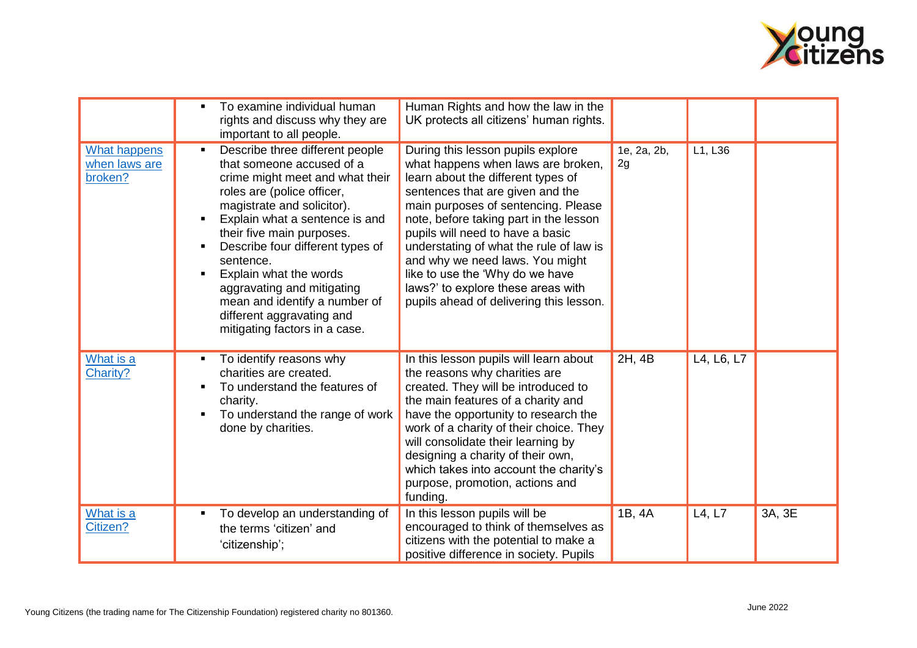|  |  |  |  |  |  |
|---|---|---|---|---|---|
|  | ▪ To examine individual human rights and discuss why they are important to all people. | Human Rights and how the law in the UK protects all citizens' human rights. |  |  |  |
| What happens when laws are broken? | ▪ Describe three different people that someone accused of a crime might meet and what their roles are (police officer, magistrate and solicitor).<br>▪ Explain what a sentence is and their five main purposes.<br>▪ Describe four different types of sentence.<br>▪ Explain what the words aggravating and mitigating mean and identify a number of different aggravating and mitigating factors in a case. | During this lesson pupils explore what happens when laws are broken, learn about the different types of sentences that are given and the main purposes of sentencing. Please note, before taking part in the lesson pupils will need to have a basic understating of what the rule of law is and why we need laws. You might like to use the 'Why do we have laws?' to explore these areas with pupils ahead of delivering this lesson. | 1e, 2a, 2b, 2g | L1, L36 |  |
| What is a Charity? | ▪ To identify reasons why charities are created.<br>▪ To understand the features of charity.<br>▪ To understand the range of work done by charities. | In this lesson pupils will learn about the reasons why charities are created. They will be introduced to the main features of a charity and have the opportunity to research the work of a charity of their choice. They will consolidate their learning by designing a charity of their own, which takes into account the charity's purpose, promotion, actions and funding. | 2H, 4B | L4, L6, L7 |  |
| What is a Citizen? | ▪ To develop an understanding of the terms 'citizen' and 'citizenship'; | In this lesson pupils will be encouraged to think of themselves as citizens with the potential to make a positive difference in society. Pupils | 1B, 4A | L4, L7 | 3A, 3E |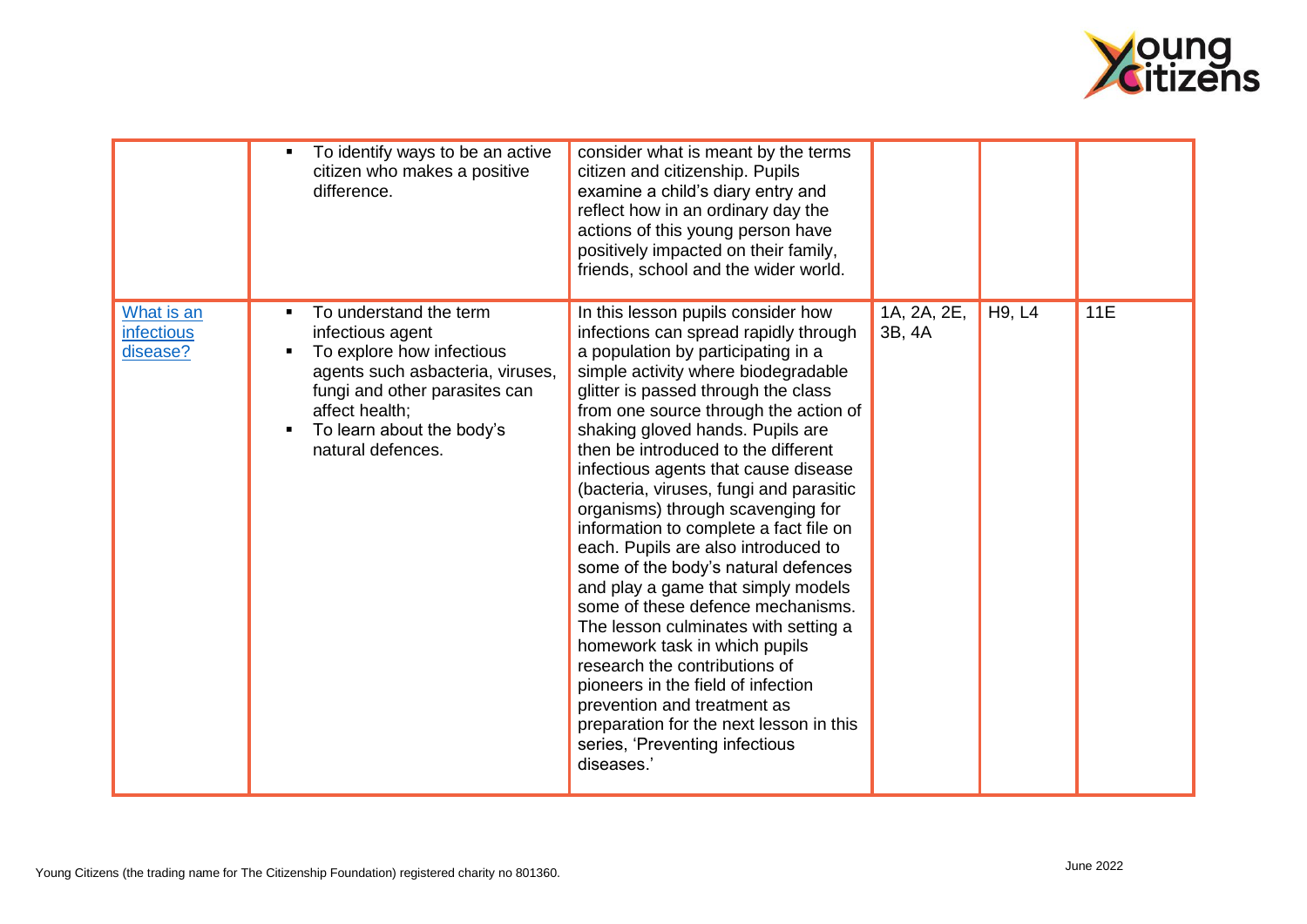| | | | | | |
|---|---|---|---|---|---|
| | ▪ To identify ways to be an active citizen who makes a positive difference. | consider what is meant by the terms citizen and citizenship. Pupils examine a child's diary entry and reflect how in an ordinary day the actions of this young person have positively impacted on their family, friends, school and the wider world. | | | |
| [What is an infectious disease?]() | ▪ To understand the term infectious agent<br>▪ To explore how infectious agents such asbacteria, viruses, fungi and other parasites can affect health;<br>▪ To learn about the body's natural defences. | In this lesson pupils consider how infections can spread rapidly through a population by participating in a simple activity where biodegradable glitter is passed through the class from one source through the action of shaking gloved hands. Pupils are then be introduced to the different infectious agents that cause disease (bacteria, viruses, fungi and parasitic organisms) through scavenging for information to complete a fact file on each. Pupils are also introduced to some of the body's natural defences and play a game that simply models some of these defence mechanisms. The lesson culminates with setting a homework task in which pupils research the contributions of pioneers in the field of infection prevention and treatment as preparation for the next lesson in this series, 'Preventing infectious diseases.' | 1A, 2A, 2E, 3B, 4A | H9, L4 | 11E |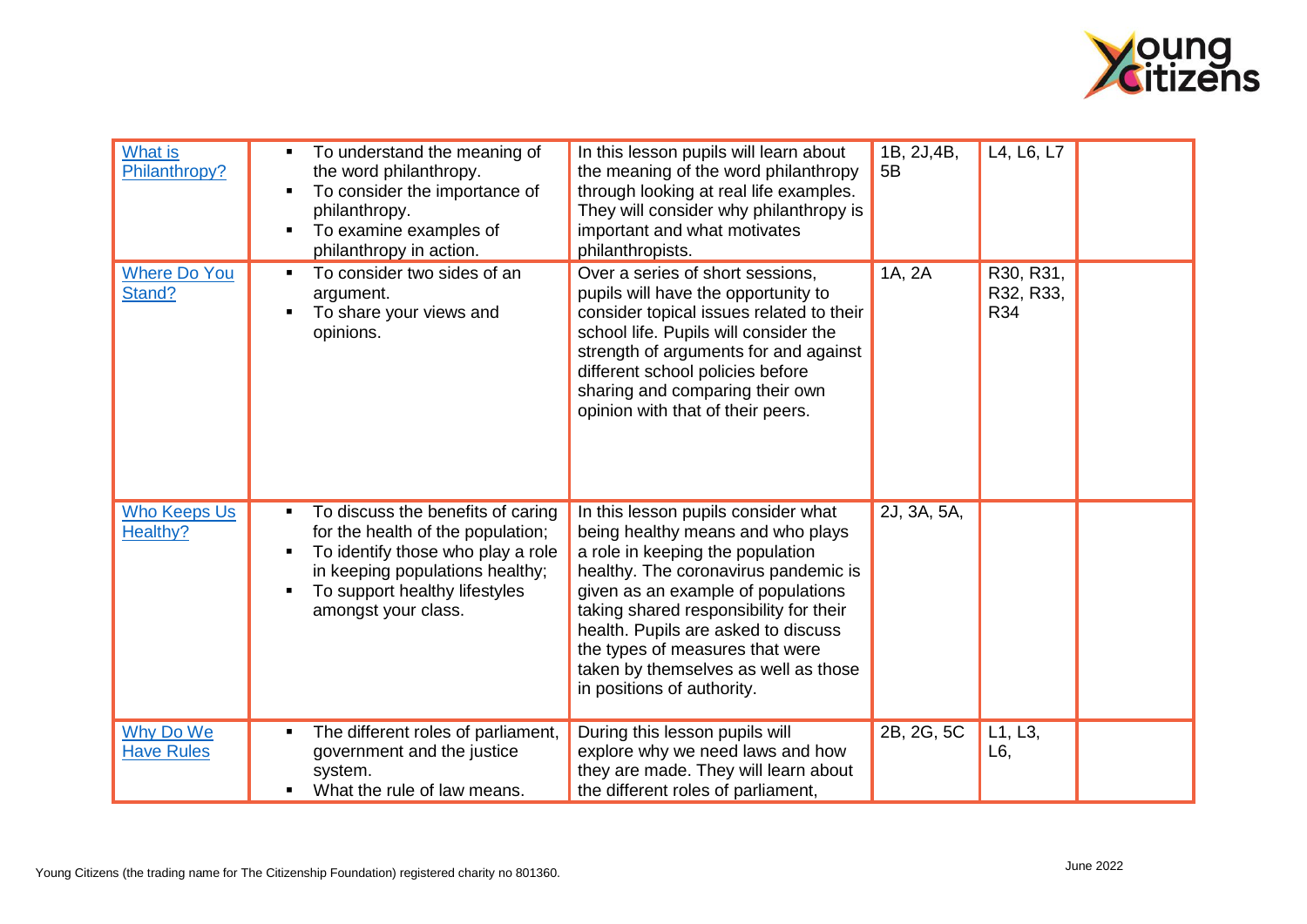| | | | | | |
|---|---|---|---|---|---|
| What is Philanthropy? | ▪ To understand the meaning of the word philanthropy.<br>▪ To consider the importance of philanthropy.<br>▪ To examine examples of philanthropy in action. | In this lesson pupils will learn about the meaning of the word philanthropy through looking at real life examples. They will consider why philanthropy is important and what motivates philanthropists. | 1B, 2J,4B, 5B | L4, L6, L7 | |
| Where Do You Stand? | ▪ To consider two sides of an argument.<br>▪ To share your views and opinions. | Over a series of short sessions, pupils will have the opportunity to consider topical issues related to their school life. Pupils will consider the strength of arguments for and against different school policies before sharing and comparing their own opinion with that of their peers. | 1A, 2A | R30, R31, R32, R33, R34 | |
| Who Keeps Us Healthy? | ▪ To discuss the benefits of caring for the health of the population;<br>▪ To identify those who play a role in keeping populations healthy;<br>▪ To support healthy lifestyles amongst your class. | In this lesson pupils consider what being healthy means and who plays a role in keeping the population healthy. The coronavirus pandemic is given as an example of populations taking shared responsibility for their health. Pupils are asked to discuss the types of measures that were taken by themselves as well as those in positions of authority. | 2J, 3A, 5A, | | |
| Why Do We Have Rules | ▪ The different roles of parliament, government and the justice system.<br>▪ What the rule of law means. | During this lesson pupils will explore why we need laws and how they are made. They will learn about the different roles of parliament, | 2B, 2G, 5C | L1, L3, L6, | |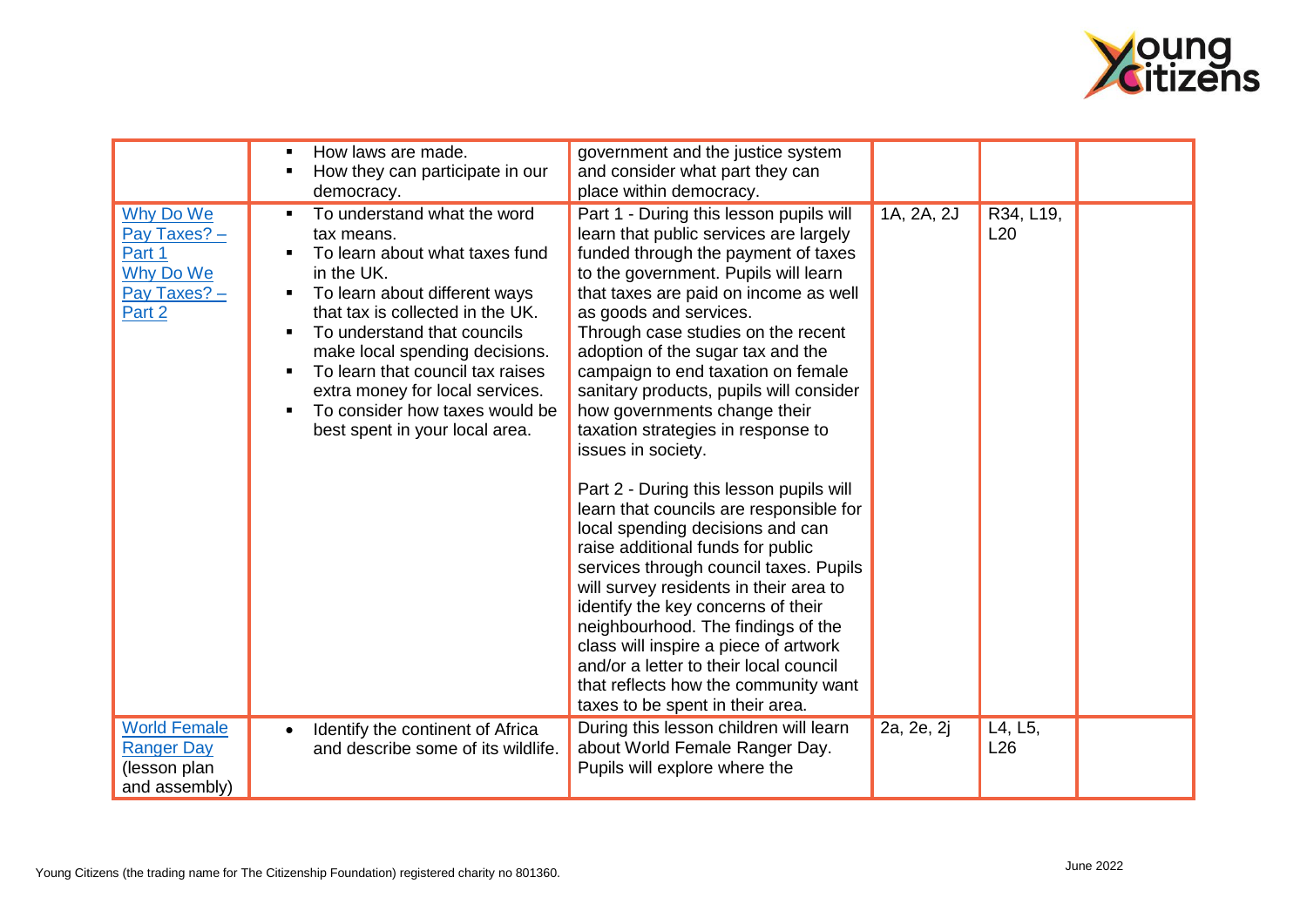| | | | | | |
|---|---|---|---|---|---|
| | ▪ How laws are made.<br>▪ How they can participate in our democracy. | government and the justice system and consider what part they can place within democracy. | | | |
| Why Do We Pay Taxes? – Part 1<br>Why Do We Pay Taxes? – Part 2 | ▪ To understand what the word tax means.<br>▪ To learn about what taxes fund in the UK.<br>▪ To learn about different ways that tax is collected in the UK.<br>▪ To understand that councils make local spending decisions.<br>▪ To learn that council tax raises extra money for local services.<br>▪ To consider how taxes would be best spent in your local area. | Part 1 - During this lesson pupils will learn that public services are largely funded through the payment of taxes to the government. Pupils will learn that taxes are paid on income as well as goods and services.<br>Through case studies on the recent adoption of the sugar tax and the campaign to end taxation on female sanitary products, pupils will consider how governments change their taxation strategies in response to issues in society.<br><br>Part 2 - During this lesson pupils will learn that councils are responsible for local spending decisions and can raise additional funds for public services through council taxes. Pupils will survey residents in their area to identify the key concerns of their neighbourhood. The findings of the class will inspire a piece of artwork and/or a letter to their local council that reflects how the community want taxes to be spent in their area. | 1A, 2A, 2J | R34, L19, L20 | |
| World Female Ranger Day (lesson plan and assembly) | • Identify the continent of Africa and describe some of its wildlife. | During this lesson children will learn about World Female Ranger Day. Pupils will explore where the | 2a, 2e, 2j | L4, L5, L26 | |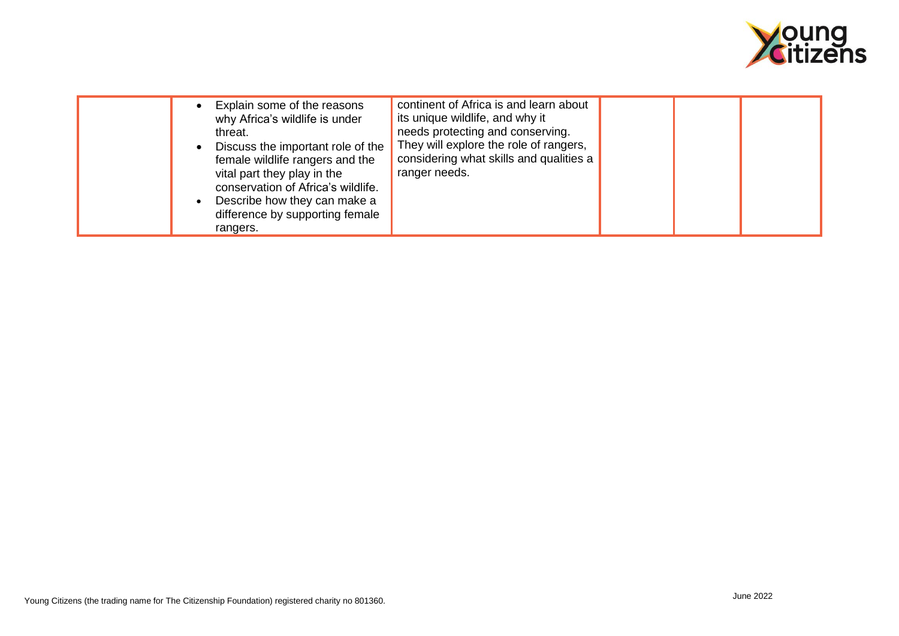| | | | | | |
|---|---|---|---|---|---|
| | • Explain some of the reasons why Africa's wildlife is under threat.<br>• Discuss the important role of the female wildlife rangers and the vital part they play in the conservation of Africa's wildlife.<br>• Describe how they can make a difference by supporting female rangers. | continent of Africa is and learn about its unique wildlife, and why it needs protecting and conserving. They will explore the role of rangers, considering what skills and qualities a ranger needs. | | | |

Young Citizens (the trading name for The Citizenship Foundation) registered charity no 801360.

June 2022